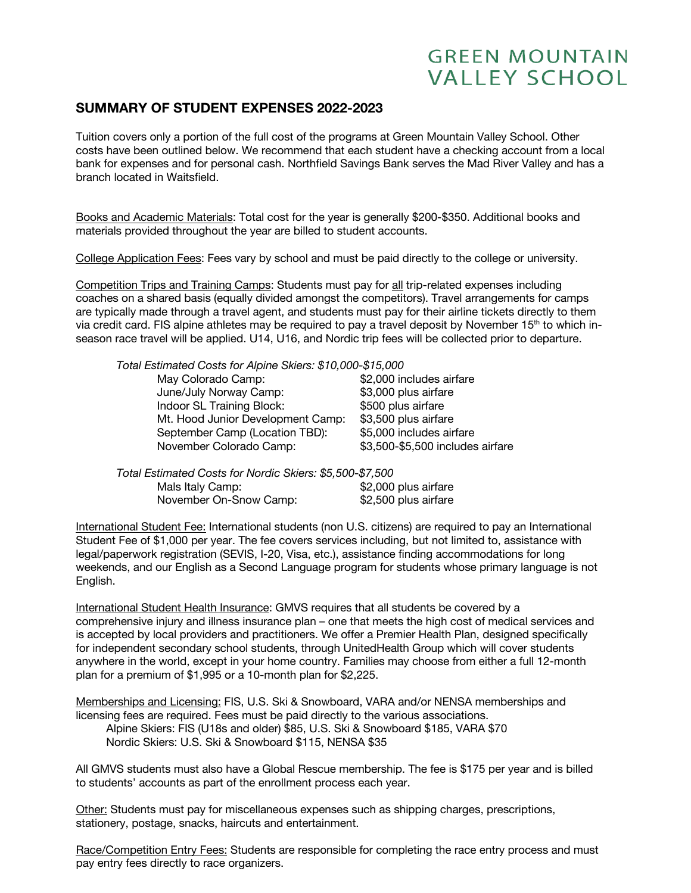# GREEN MOUNTAIN VALLEY SCHOOL

## SUMMARY OF STUDENT EXPENSES 2022-2023

Tuition covers only a portion of the full cost of the programs at Green Mountain Valley School. Other costs have been outlined below. We recommend that each student have a checking account from a local bank for expenses and for personal cash. Northfield Savings Bank serves the Mad River Valley and has a branch located in Waitsfield.

Books and Academic Materials: Total cost for the year is generally $200-$350. Additional books and materials provided throughout the year are billed to student accounts.

College Application Fees: Fees vary by school and must be paid directly to the college or university.

Competition Trips and Training Camps: Students must pay for all trip-related expenses including coaches on a shared basis (equally divided amongst the competitors). Travel arrangements for camps are typically made through a travel agent, and students must pay for their airline tickets directly to them via credit card. FIS alpine athletes may be required to pay a travel deposit by November 15th to which in-season race travel will be applied. U14, U16, and Nordic trip fees will be collected prior to departure.

*Total Estimated Costs for Alpine Skiers: $10,000-$15,000*

| Camp | Cost |
| --- | --- |
| May Colorado Camp: | $2,000 includes airfare |
| June/July Norway Camp: | $3,000 plus airfare |
| Indoor SL Training Block: | $500 plus airfare |
| Mt. Hood Junior Development Camp: | $3,500 plus airfare |
| September Camp (Location TBD): | $5,000 includes airfare |
| November Colorado Camp: | $3,500-$5,500 includes airfare |

*Total Estimated Costs for Nordic Skiers: $5,500-$7,500*

| Camp | Cost |
| --- | --- |
| Mals Italy Camp: | $2,000 plus airfare |
| November On-Snow Camp: | $2,500 plus airfare |

International Student Fee: International students (non U.S. citizens) are required to pay an International Student Fee of $1,000 per year. The fee covers services including, but not limited to, assistance with legal/paperwork registration (SEVIS, I-20, Visa, etc.), assistance finding accommodations for long weekends, and our English as a Second Language program for students whose primary language is not English.

International Student Health Insurance: GMVS requires that all students be covered by a comprehensive injury and illness insurance plan – one that meets the high cost of medical services and is accepted by local providers and practitioners. We offer a Premier Health Plan, designed specifically for independent secondary school students, through UnitedHealth Group which will cover students anywhere in the world, except in your home country. Families may choose from either a full 12-month plan for a premium of $1,995 or a 10-month plan for $2,225.

Memberships and Licensing: FIS, U.S. Ski & Snowboard, VARA and/or NENSA memberships and licensing fees are required. Fees must be paid directly to the various associations.

- Alpine Skiers: FIS (U18s and older) $85, U.S. Ski & Snowboard $185, VARA $70
- Nordic Skiers: U.S. Ski & Snowboard $115, NENSA $35

All GMVS students must also have a Global Rescue membership. The fee is $175 per year and is billed to students' accounts as part of the enrollment process each year.

Other: Students must pay for miscellaneous expenses such as shipping charges, prescriptions, stationery, postage, snacks, haircuts and entertainment.

Race/Competition Entry Fees: Students are responsible for completing the race entry process and must pay entry fees directly to race organizers.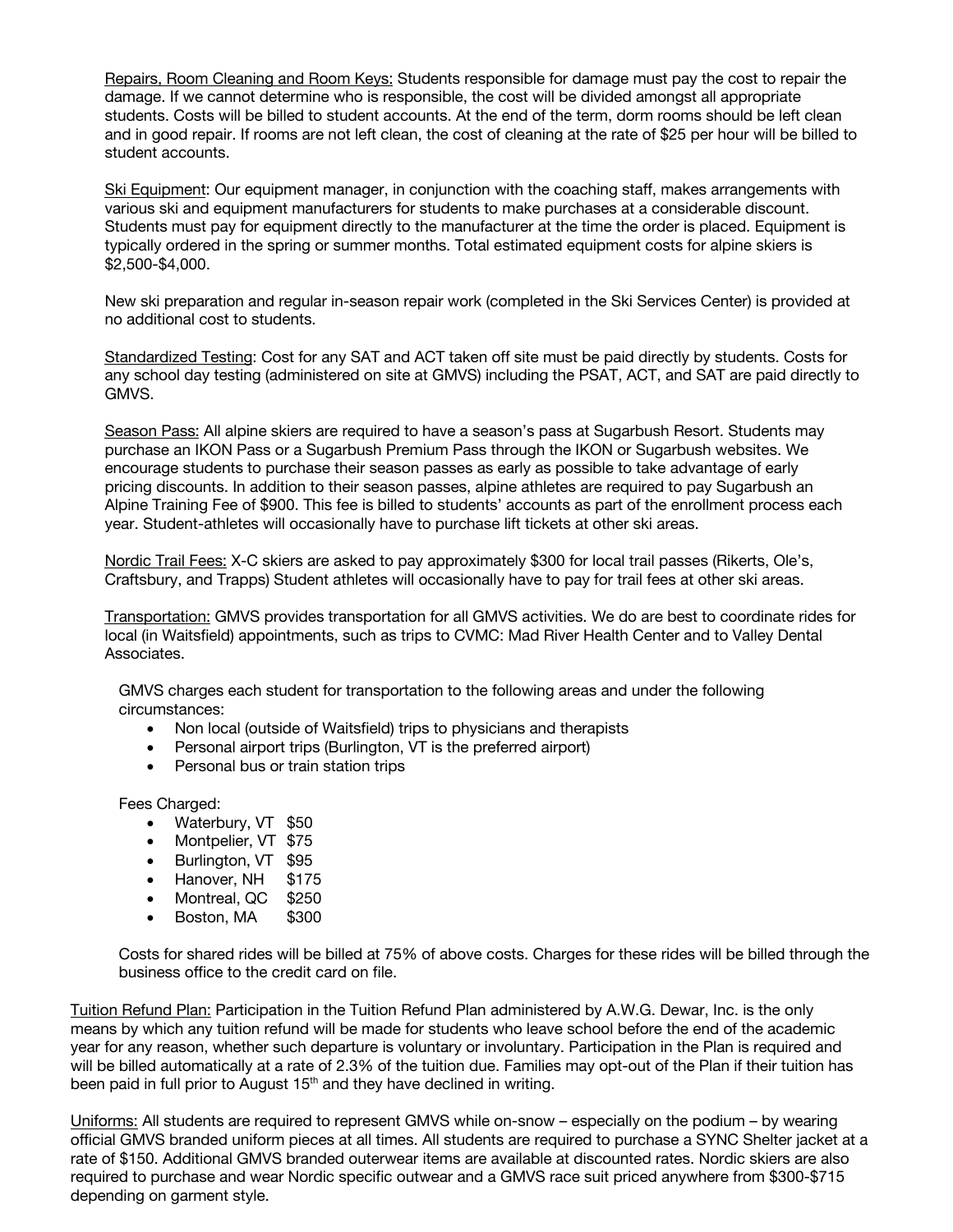Repairs, Room Cleaning and Room Keys: Students responsible for damage must pay the cost to repair the damage. If we cannot determine who is responsible, the cost will be divided amongst all appropriate students. Costs will be billed to student accounts. At the end of the term, dorm rooms should be left clean and in good repair. If rooms are not left clean, the cost of cleaning at the rate of $25 per hour will be billed to student accounts.

Ski Equipment: Our equipment manager, in conjunction with the coaching staff, makes arrangements with various ski and equipment manufacturers for students to make purchases at a considerable discount. Students must pay for equipment directly to the manufacturer at the time the order is placed. Equipment is typically ordered in the spring or summer months. Total estimated equipment costs for alpine skiers is $2,500-$4,000.

New ski preparation and regular in-season repair work (completed in the Ski Services Center) is provided at no additional cost to students.

Standardized Testing: Cost for any SAT and ACT taken off site must be paid directly by students. Costs for any school day testing (administered on site at GMVS) including the PSAT, ACT, and SAT are paid directly to GMVS.

Season Pass: All alpine skiers are required to have a season's pass at Sugarbush Resort. Students may purchase an IKON Pass or a Sugarbush Premium Pass through the IKON or Sugarbush websites. We encourage students to purchase their season passes as early as possible to take advantage of early pricing discounts. In addition to their season passes, alpine athletes are required to pay Sugarbush an Alpine Training Fee of $900. This fee is billed to students' accounts as part of the enrollment process each year. Student-athletes will occasionally have to purchase lift tickets at other ski areas.

Nordic Trail Fees: X-C skiers are asked to pay approximately $300 for local trail passes (Rikerts, Ole's, Craftsbury, and Trapps) Student athletes will occasionally have to pay for trail fees at other ski areas.

Transportation: GMVS provides transportation for all GMVS activities. We do are best to coordinate rides for local (in Waitsfield) appointments, such as trips to CVMC: Mad River Health Center and to Valley Dental Associates.

GMVS charges each student for transportation to the following areas and under the following circumstances:

- Non local (outside of Waitsfield) trips to physicians and therapists
- Personal airport trips (Burlington, VT is the preferred airport)
- Personal bus or train station trips

Fees Charged:

- Waterbury, VT $50
- Montpelier, VT $75
- Burlington, VT $95
- Hanover, NH $175
- Montreal, QC $250
- Boston, MA $300

Costs for shared rides will be billed at 75% of above costs. Charges for these rides will be billed through the business office to the credit card on file.

Tuition Refund Plan: Participation in the Tuition Refund Plan administered by A.W.G. Dewar, Inc. is the only means by which any tuition refund will be made for students who leave school before the end of the academic year for any reason, whether such departure is voluntary or involuntary. Participation in the Plan is required and will be billed automatically at a rate of 2.3% of the tuition due. Families may opt-out of the Plan if their tuition has been paid in full prior to August 15th and they have declined in writing.

Uniforms: All students are required to represent GMVS while on-snow – especially on the podium – by wearing official GMVS branded uniform pieces at all times. All students are required to purchase a SYNC Shelter jacket at a rate of $150. Additional GMVS branded outerwear items are available at discounted rates. Nordic skiers are also required to purchase and wear Nordic specific outwear and a GMVS race suit priced anywhere from $300-$715 depending on garment style.